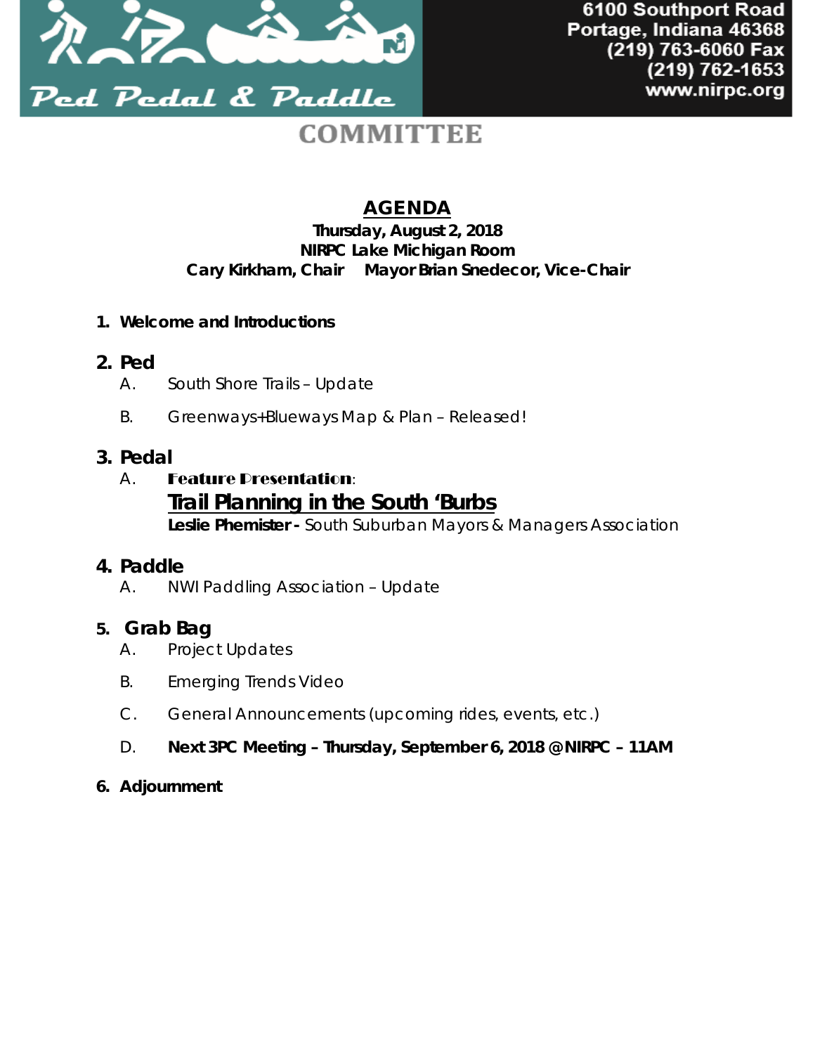Ped Pedal & Paddle

6100 Southport Road
Portage, Indiana 46368
(219) 763-6060 Fax
(219) 762-1653
www.nirpc.org

COMMITTEE

# AGENDA

**Thursday, August 2, 2018**
**NIRPC Lake Michigan Room**
**Cary Kirkham, Chair     Mayor Brian Snedecor, Vice-Chair**

1. **Welcome and Introductions**

## 2. Ped

A. South Shore Trails – Update

B. Greenways+Blueways Map & Plan – Released!

## 3. Pedal

A. **Feature Presentation**:
**Trail Planning in the South 'Burbs**
**Leslie Phemister -** South Suburban Mayors & Managers Association

## 4. Paddle

A. NWI Paddling Association – Update

## 5. Grab Bag

A. Project Updates

B. Emerging Trends Video

C. General Announcements (upcoming rides, events, etc.)

D. **Next 3PC Meeting – Thursday, September 6, 2018 @NIRPC – 11AM**

6. **Adjournment**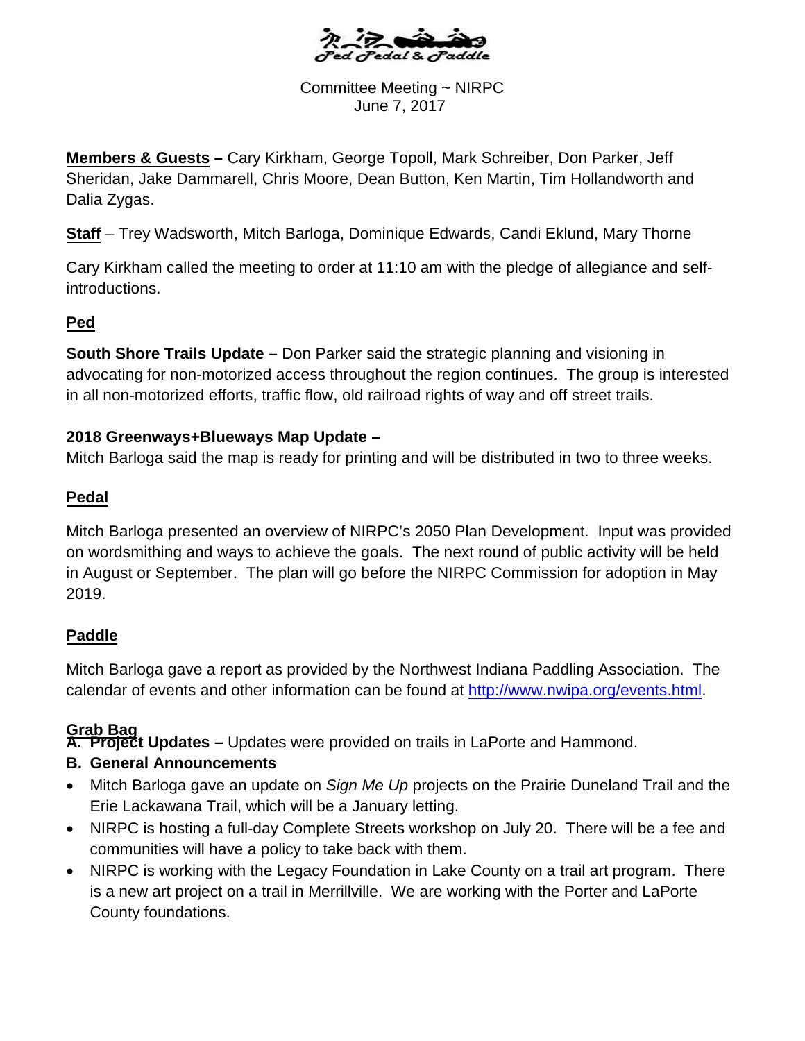Ped Pedal & Paddle

Committee Meeting ~ NIRPC
June 7, 2017

**Members & Guests –** Cary Kirkham, George Topoll, Mark Schreiber, Don Parker, Jeff Sheridan, Jake Dammarell, Chris Moore, Dean Button, Ken Martin, Tim Hollandworth and Dalia Zygas.

**Staff** – Trey Wadsworth, Mitch Barloga, Dominique Edwards, Candi Eklund, Mary Thorne

Cary Kirkham called the meeting to order at 11:10 am with the pledge of allegiance and self-introductions.

## Ped

**South Shore Trails Update –** Don Parker said the strategic planning and visioning in advocating for non-motorized access throughout the region continues. The group is interested in all non-motorized efforts, traffic flow, old railroad rights of way and off street trails.

**2018 Greenways+Blueways Map Update –**
Mitch Barloga said the map is ready for printing and will be distributed in two to three weeks.

## Pedal

Mitch Barloga presented an overview of NIRPC's 2050 Plan Development. Input was provided on wordsmithing and ways to achieve the goals. The next round of public activity will be held in August or September. The plan will go before the NIRPC Commission for adoption in May 2019.

## Paddle

Mitch Barloga gave a report as provided by the Northwest Indiana Paddling Association. The calendar of events and other information can be found at http://www.nwipa.org/events.html.

## Grab Bag

**A. Project Updates –** Updates were provided on trails in LaPorte and Hammond.

**B. General Announcements**

- Mitch Barloga gave an update on *Sign Me Up* projects on the Prairie Duneland Trail and the Erie Lackawana Trail, which will be a January letting.
- NIRPC is hosting a full-day Complete Streets workshop on July 20. There will be a fee and communities will have a policy to take back with them.
- NIRPC is working with the Legacy Foundation in Lake County on a trail art program. There is a new art project on a trail in Merrillville. We are working with the Porter and LaPorte County foundations.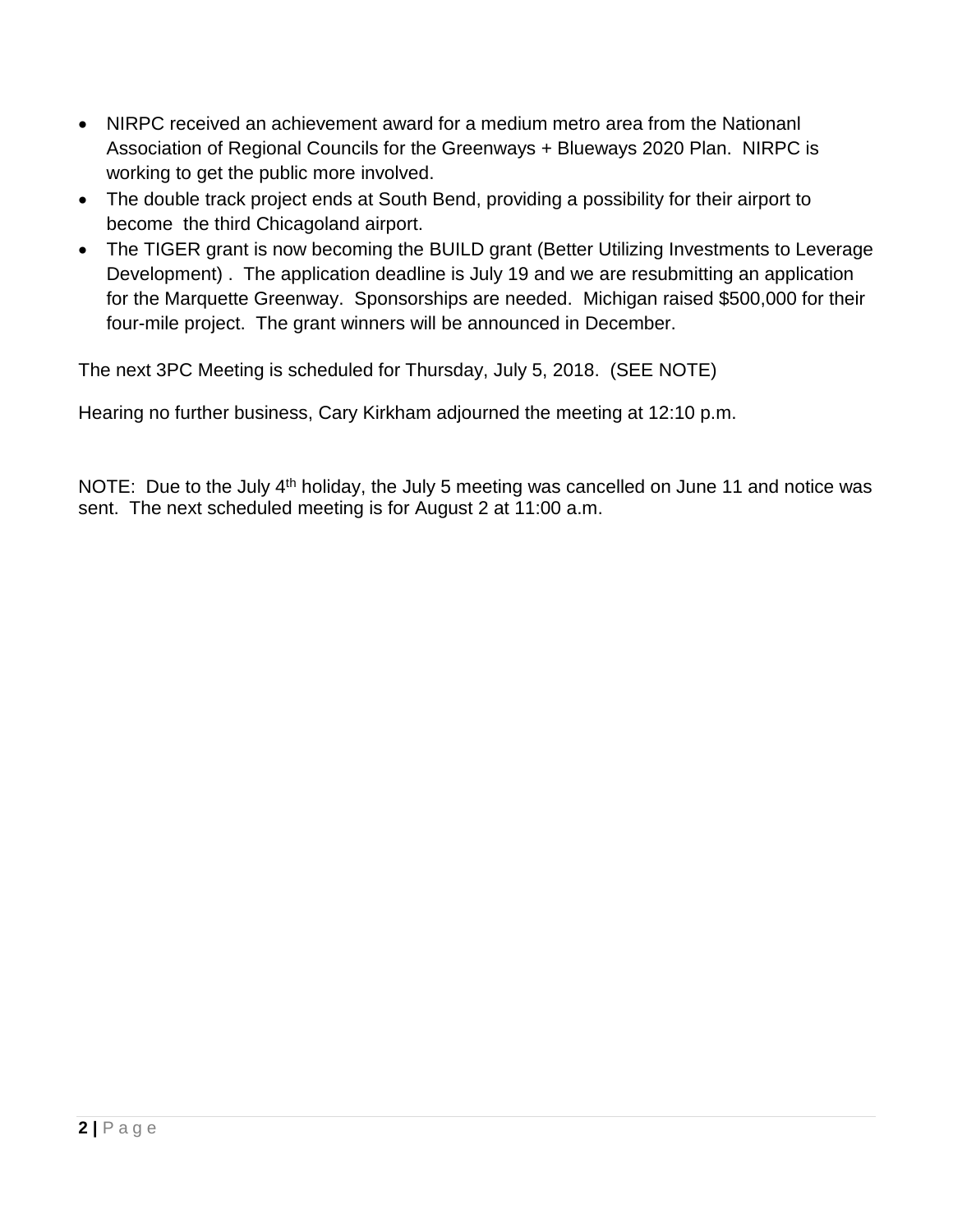- NIRPC received an achievement award for a medium metro area from the Nationanl Association of Regional Councils for the Greenways + Blueways 2020 Plan. NIRPC is working to get the public more involved.
- The double track project ends at South Bend, providing a possibility for their airport to become the third Chicagoland airport.
- The TIGER grant is now becoming the BUILD grant (Better Utilizing Investments to Leverage Development) . The application deadline is July 19 and we are resubmitting an application for the Marquette Greenway. Sponsorships are needed. Michigan raised $500,000 for their four-mile project. The grant winners will be announced in December.

The next 3PC Meeting is scheduled for Thursday, July 5, 2018. (SEE NOTE)

Hearing no further business, Cary Kirkham adjourned the meeting at 12:10 p.m.

NOTE: Due to the July 4th holiday, the July 5 meeting was cancelled on June 11 and notice was sent. The next scheduled meeting is for August 2 at 11:00 a.m.